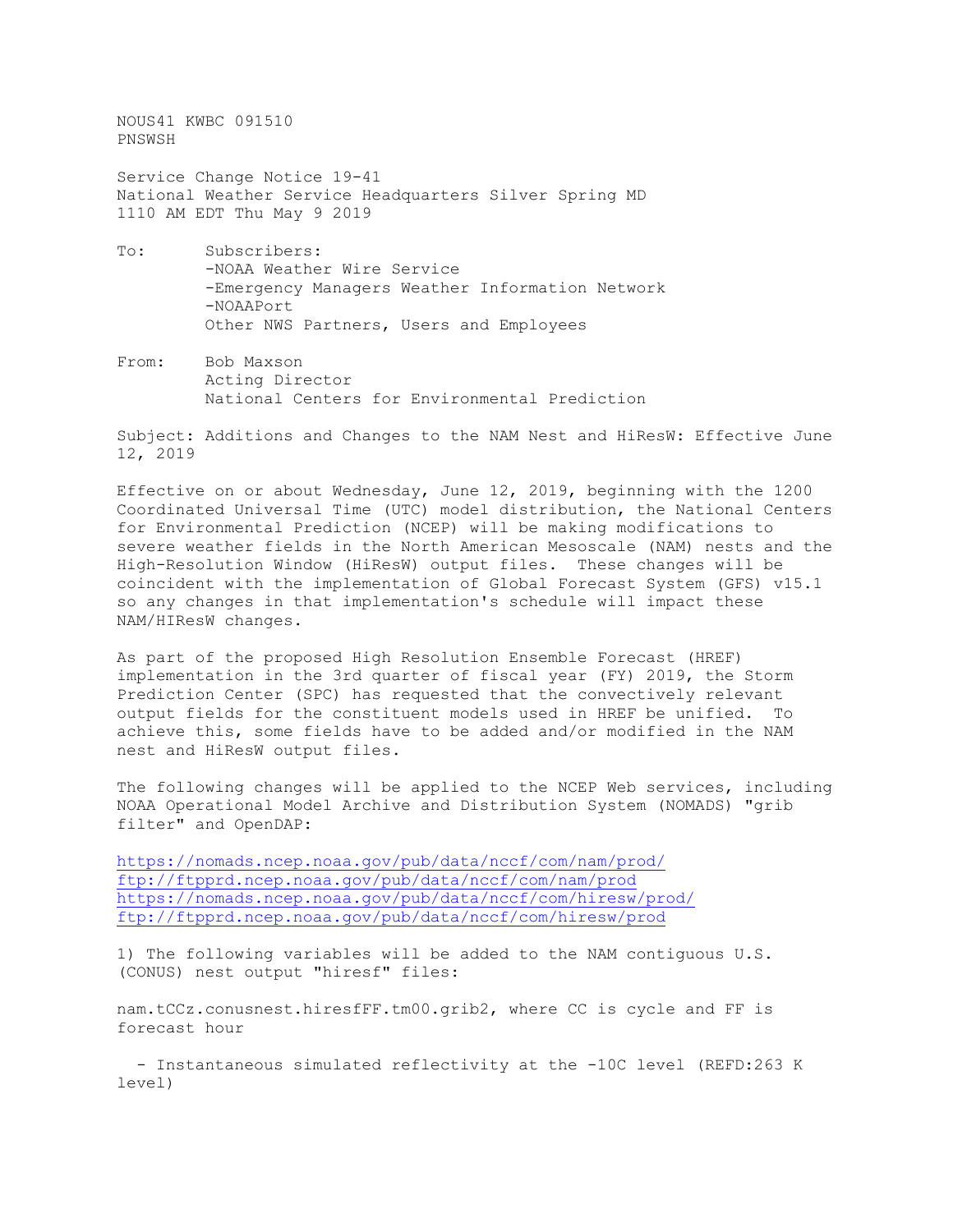NOUS41 KWBC 091510
PNSWSH

Service Change Notice 19-41
National Weather Service Headquarters Silver Spring MD
1110 AM EDT Thu May 9 2019

To: Subscribers:
-NOAA Weather Wire Service
-Emergency Managers Weather Information Network
-NOAAPort
Other NWS Partners, Users and Employees

From: Bob Maxson
Acting Director
National Centers for Environmental Prediction

Subject: Additions and Changes to the NAM Nest and HiResW: Effective June 12, 2019

Effective on or about Wednesday, June 12, 2019, beginning with the 1200 Coordinated Universal Time (UTC) model distribution, the National Centers for Environmental Prediction (NCEP) will be making modifications to severe weather fields in the North American Mesoscale (NAM) nests and the High-Resolution Window (HiResW) output files. These changes will be coincident with the implementation of Global Forecast System (GFS) v15.1 so any changes in that implementation's schedule will impact these NAM/HIResW changes.

As part of the proposed High Resolution Ensemble Forecast (HREF) implementation in the 3rd quarter of fiscal year (FY) 2019, the Storm Prediction Center (SPC) has requested that the convectively relevant output fields for the constituent models used in HREF be unified. To achieve this, some fields have to be added and/or modified in the NAM nest and HiResW output files.

The following changes will be applied to the NCEP Web services, including NOAA Operational Model Archive and Distribution System (NOMADS) "grib filter" and OpenDAP:

https://nomads.ncep.noaa.gov/pub/data/nccf/com/nam/prod/
ftp://ftpprd.ncep.noaa.gov/pub/data/nccf/com/nam/prod
https://nomads.ncep.noaa.gov/pub/data/nccf/com/hiresw/prod/
ftp://ftpprd.ncep.noaa.gov/pub/data/nccf/com/hiresw/prod

1) The following variables will be added to the NAM contiguous U.S. (CONUS) nest output "hiresf" files:

nam.tCCz.conusnest.hiresfFF.tm00.grib2, where CC is cycle and FF is forecast hour

- Instantaneous simulated reflectivity at the -10C level (REFD:263 K level)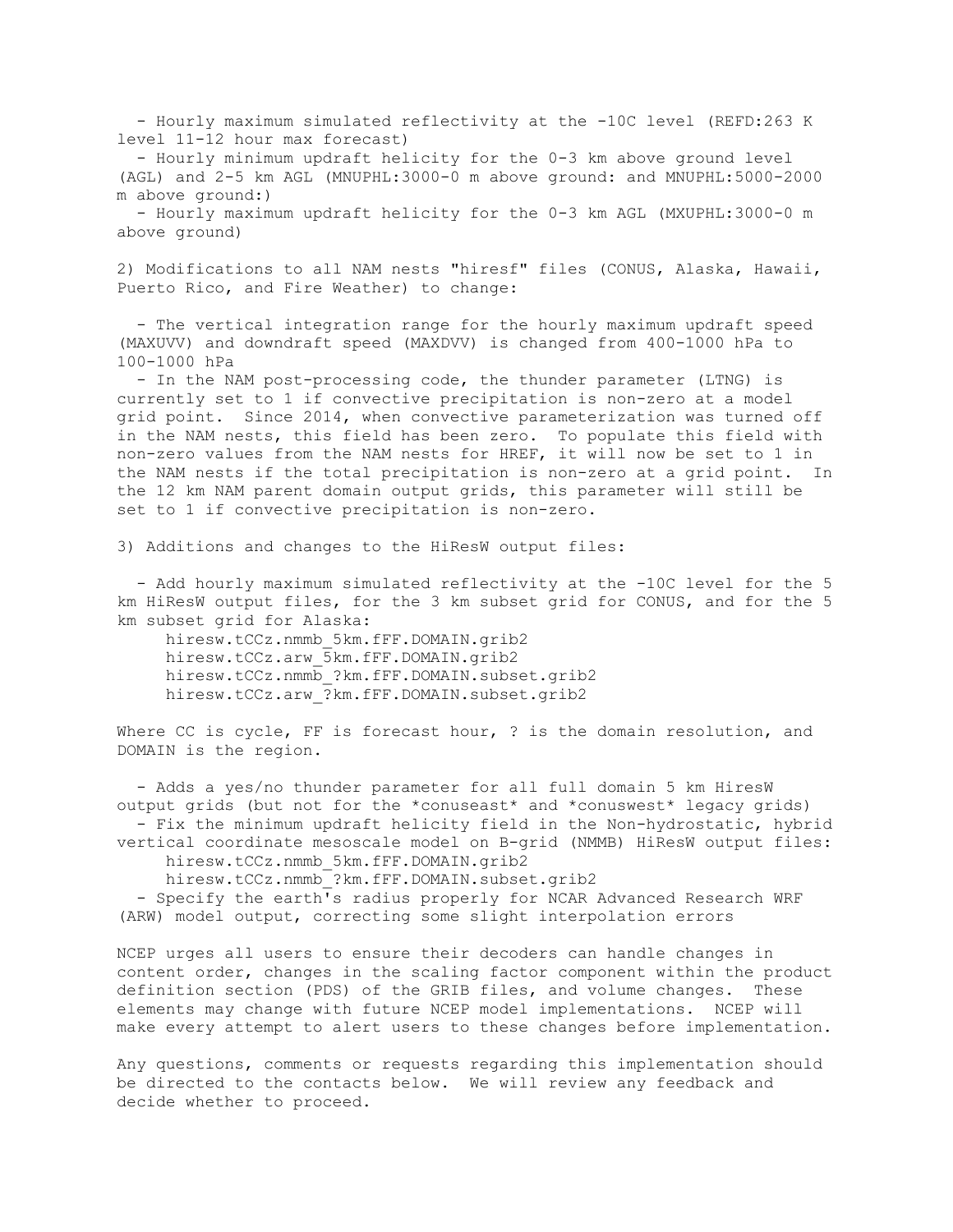- Hourly maximum simulated reflectivity at the -10C level (REFD:263 K level 11-12 hour max forecast)
- Hourly minimum updraft helicity for the 0-3 km above ground level (AGL) and 2-5 km AGL (MNUPHL:3000-0 m above ground: and MNUPHL:5000-2000 m above ground:)
- Hourly maximum updraft helicity for the 0-3 km AGL (MXUPHL:3000-0 m above ground)

2) Modifications to all NAM nests "hiresf" files (CONUS, Alaska, Hawaii, Puerto Rico, and Fire Weather) to change:

- The vertical integration range for the hourly maximum updraft speed (MAXUVV) and downdraft speed (MAXDVV) is changed from 400-1000 hPa to 100-1000 hPa
- In the NAM post-processing code, the thunder parameter (LTNG) is currently set to 1 if convective precipitation is non-zero at a model grid point. Since 2014, when convective parameterization was turned off in the NAM nests, this field has been zero. To populate this field with non-zero values from the NAM nests for HREF, it will now be set to 1 in the NAM nests if the total precipitation is non-zero at a grid point. In the 12 km NAM parent domain output grids, this parameter will still be set to 1 if convective precipitation is non-zero.

3) Additions and changes to the HiResW output files:

- Add hourly maximum simulated reflectivity at the -10C level for the 5 km HiResW output files, for the 3 km subset grid for CONUS, and for the 5 km subset grid for Alaska:

```
hiresw.tCCz.nmmb_5km.fFF.DOMAIN.grib2
hiresw.tCCz.arw_5km.fFF.DOMAIN.grib2
hiresw.tCCz.nmmb_?km.fFF.DOMAIN.subset.grib2
hiresw.tCCz.arw_?km.fFF.DOMAIN.subset.grib2
```

Where CC is cycle, FF is forecast hour, ? is the domain resolution, and DOMAIN is the region.

- Adds a yes/no thunder parameter for all full domain 5 km HiresW output grids (but not for the *conuseast* and *conuswest* legacy grids)
- Fix the minimum updraft helicity field in the Non-hydrostatic, hybrid vertical coordinate mesoscale model on B-grid (NMMB) HiResW output files:

```
hiresw.tCCz.nmmb_5km.fFF.DOMAIN.grib2
hiresw.tCCz.nmmb_?km.fFF.DOMAIN.subset.grib2
```

- Specify the earth's radius properly for NCAR Advanced Research WRF (ARW) model output, correcting some slight interpolation errors

NCEP urges all users to ensure their decoders can handle changes in content order, changes in the scaling factor component within the product definition section (PDS) of the GRIB files, and volume changes. These elements may change with future NCEP model implementations. NCEP will make every attempt to alert users to these changes before implementation.

Any questions, comments or requests regarding this implementation should be directed to the contacts below. We will review any feedback and decide whether to proceed.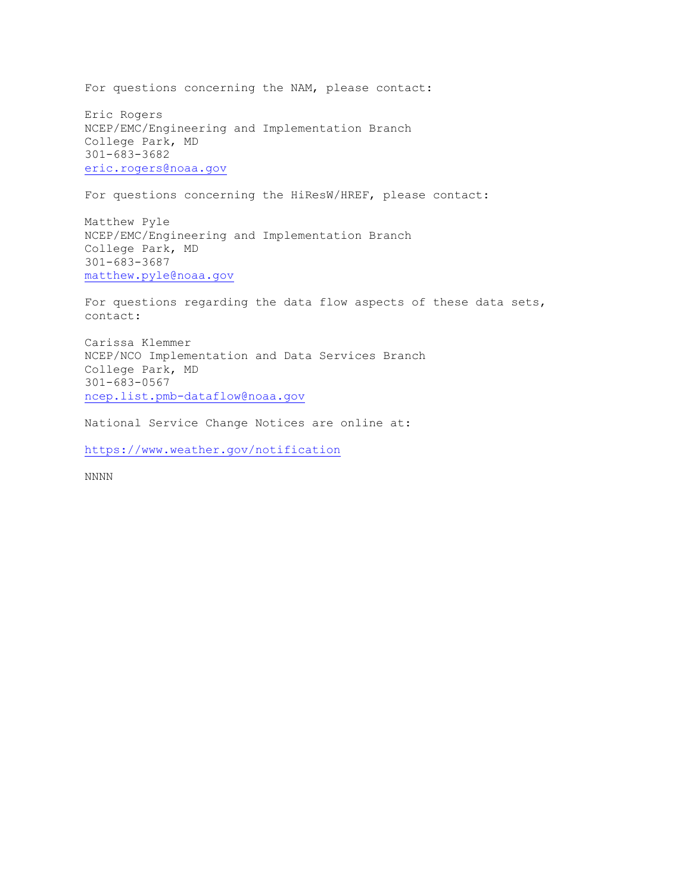For questions concerning the NAM, please contact:

Eric Rogers
NCEP/EMC/Engineering and Implementation Branch
College Park, MD
301-683-3682
eric.rogers@noaa.gov

For questions concerning the HiResW/HREF, please contact:

Matthew Pyle
NCEP/EMC/Engineering and Implementation Branch
College Park, MD
301-683-3687
matthew.pyle@noaa.gov

For questions regarding the data flow aspects of these data sets, contact:

Carissa Klemmer
NCEP/NCO Implementation and Data Services Branch
College Park, MD
301-683-0567
ncep.list.pmb-dataflow@noaa.gov

National Service Change Notices are online at:

https://www.weather.gov/notification

NNNN